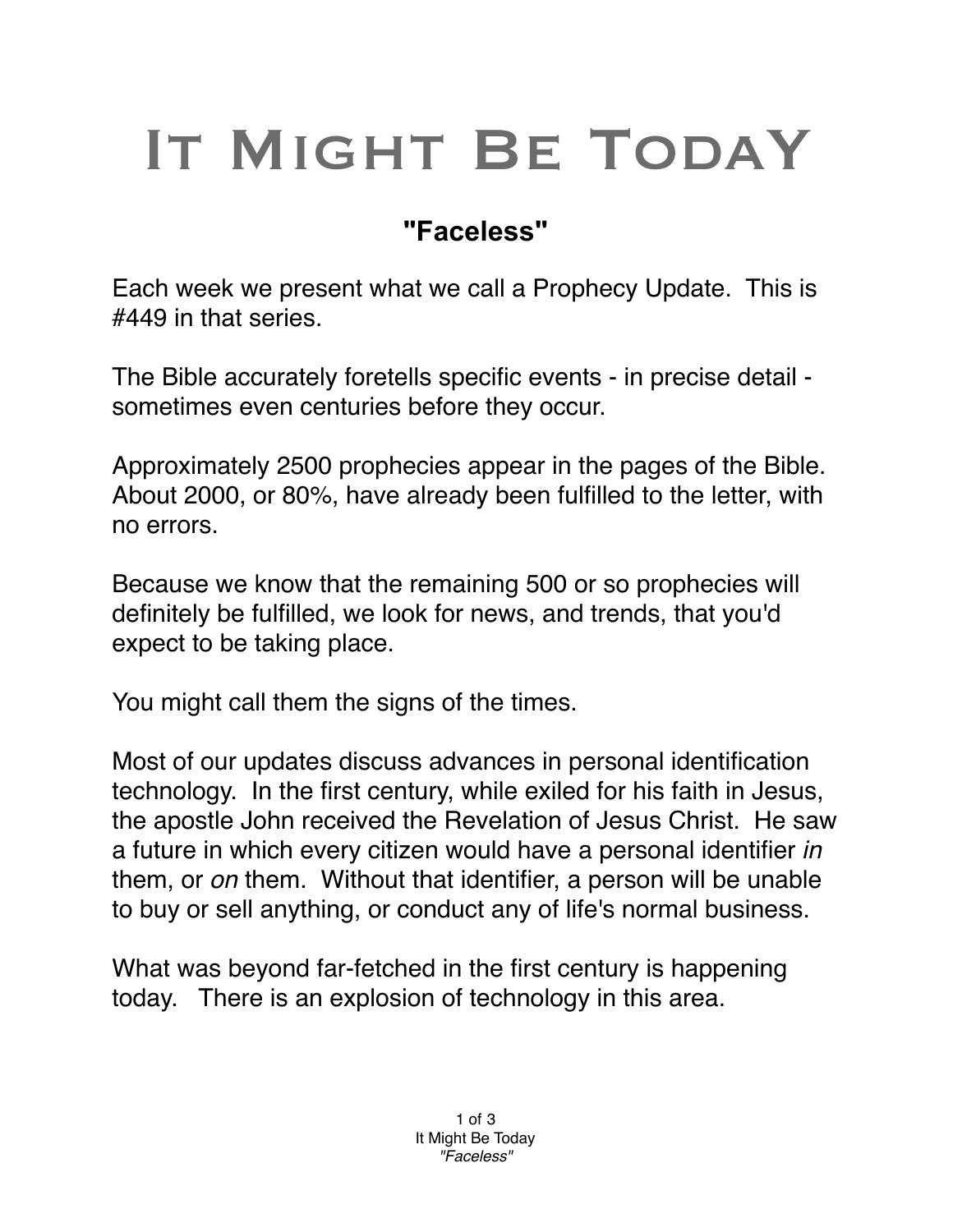# It Might Be Today

## "Faceless"

Each week we present what we call a Prophecy Update. This is #449 in that series.

The Bible accurately foretells specific events - in precise detail - sometimes even centuries before they occur.

Approximately 2500 prophecies appear in the pages of the Bible. About 2000, or 80%, have already been fulfilled to the letter, with no errors.

Because we know that the remaining 500 or so prophecies will definitely be fulfilled, we look for news, and trends, that you'd expect to be taking place.

You might call them the signs of the times.

Most of our updates discuss advances in personal identification technology. In the first century, while exiled for his faith in Jesus, the apostle John received the Revelation of Jesus Christ. He saw a future in which every citizen would have a personal identifier *in* them, or *on* them. Without that identifier, a person will be unable to buy or sell anything, or conduct any of life's normal business.

What was beyond far-fetched in the first century is happening today. There is an explosion of technology in this area.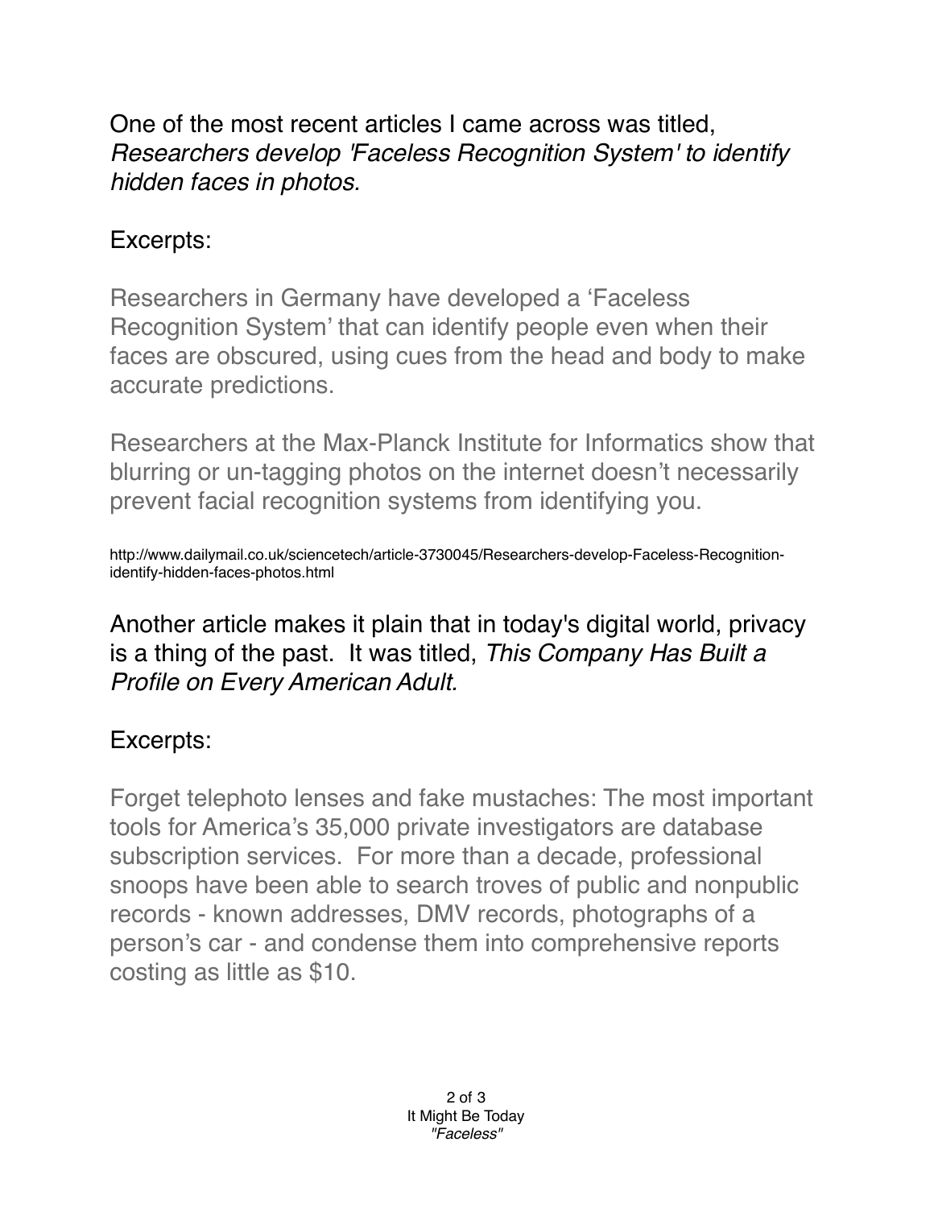One of the most recent articles I came across was titled, *Researchers develop 'Faceless Recognition System' to identify hidden faces in photos.*

Excerpts:

> Researchers in Germany have developed a 'Faceless Recognition System' that can identify people even when their faces are obscured, using cues from the head and body to make accurate predictions.
>
> Researchers at the Max-Planck Institute for Informatics show that blurring or un-tagging photos on the internet doesn't necessarily prevent facial recognition systems from identifying you.

http://www.dailymail.co.uk/sciencetech/article-3730045/Researchers-develop-Faceless-Recognition-identify-hidden-faces-photos.html

Another article makes it plain that in today's digital world, privacy is a thing of the past. It was titled, *This Company Has Built a Profile on Every American Adult.*

Excerpts:

> Forget telephoto lenses and fake mustaches: The most important tools for America's 35,000 private investigators are database subscription services. For more than a decade, professional snoops have been able to search troves of public and nonpublic records - known addresses, DMV records, photographs of a person's car - and condense them into comprehensive reports costing as little as $10.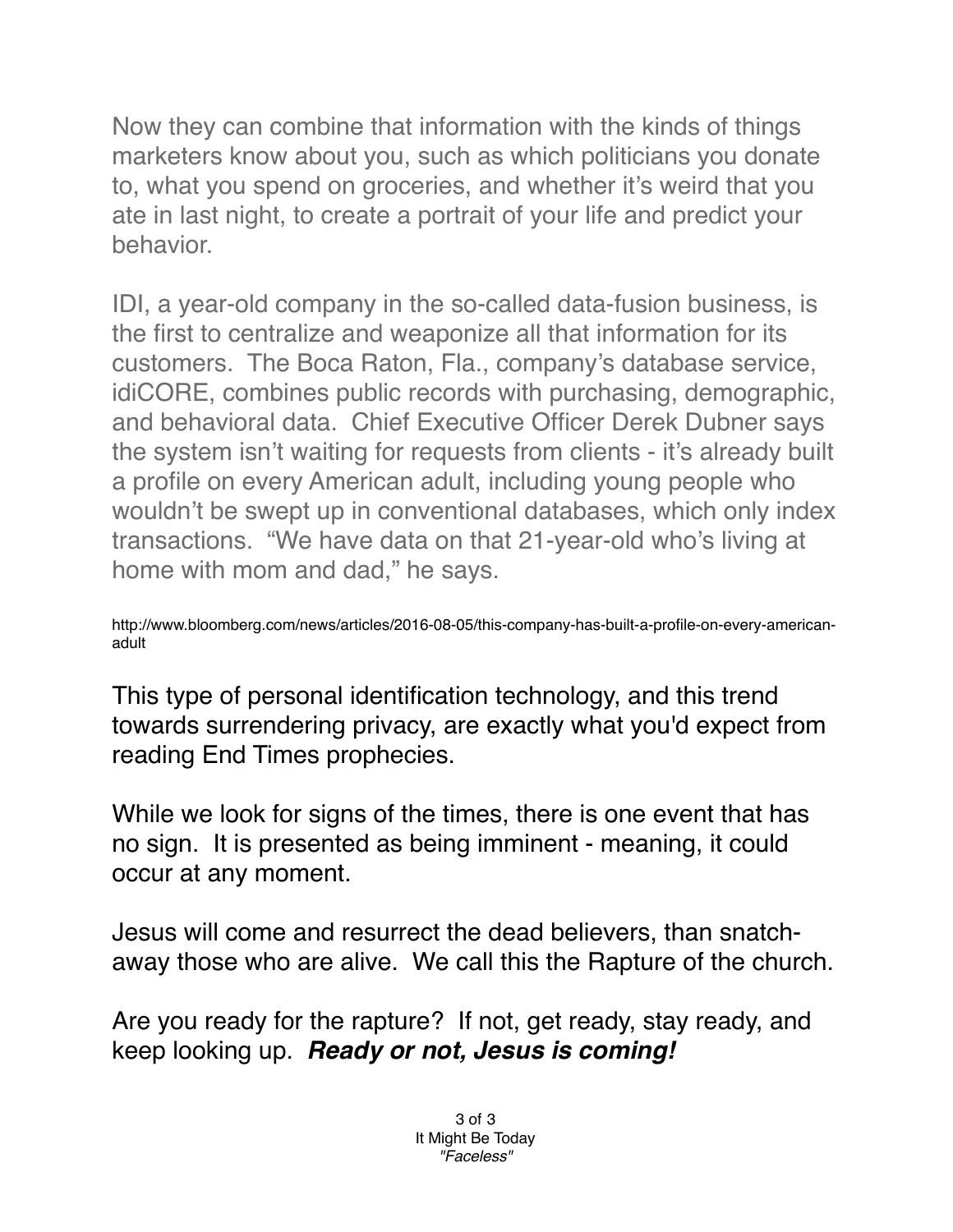Now they can combine that information with the kinds of things marketers know about you, such as which politicians you donate to, what you spend on groceries, and whether it's weird that you ate in last night, to create a portrait of your life and predict your behavior.

IDI, a year-old company in the so-called data-fusion business, is the first to centralize and weaponize all that information for its customers. The Boca Raton, Fla., company's database service, idiCORE, combines public records with purchasing, demographic, and behavioral data. Chief Executive Officer Derek Dubner says the system isn't waiting for requests from clients - it's already built a profile on every American adult, including young people who wouldn't be swept up in conventional databases, which only index transactions. "We have data on that 21-year-old who's living at home with mom and dad," he says.

http://www.bloomberg.com/news/articles/2016-08-05/this-company-has-built-a-profile-on-every-american-adult

This type of personal identification technology, and this trend towards surrendering privacy, are exactly what you'd expect from reading End Times prophecies.

While we look for signs of the times, there is one event that has no sign. It is presented as being imminent - meaning, it could occur at any moment.

Jesus will come and resurrect the dead believers, than snatch-away those who are alive. We call this the Rapture of the church.

Are you ready for the rapture? If not, get ready, stay ready, and keep looking up. ***Ready or not, Jesus is coming!***